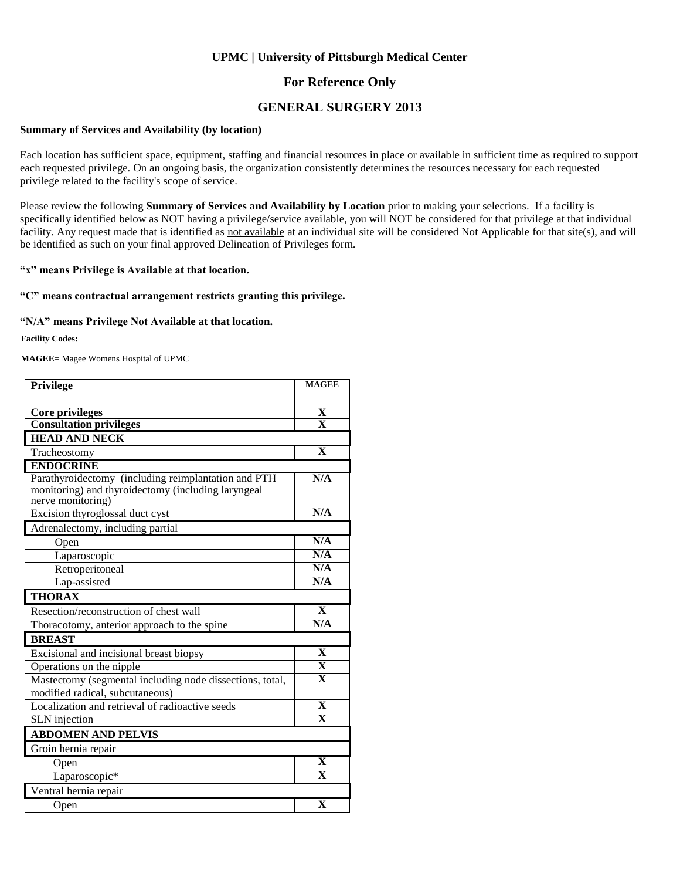**UPMC | University of Pittsburgh Medical Center**

## For Reference Only

## GENERAL SURGERY 2013

**Summary of Services and Availability (by location)**

Each location has sufficient space, equipment, staffing and financial resources in place or available in sufficient time as required to support each requested privilege. On an ongoing basis, the organization consistently determines the resources necessary for each requested privilege related to the facility's scope of service.

Please review the following **Summary of Services and Availability by Location** prior to making your selections. If a facility is specifically identified below as NOT having a privilege/service available, you will NOT be considered for that privilege at that individual facility. Any request made that is identified as not available at an individual site will be considered Not Applicable for that site(s), and will be identified as such on your final approved Delineation of Privileges form.

**"x" means Privilege is Available at that location.**

**"C" means contractual arrangement restricts granting this privilege.**

**"N/A" means Privilege Not Available at that location.**

**Facility Codes:**

**MAGEE**= Magee Womens Hospital of UPMC

| Privilege | MAGEE |
|---|---|
| **Core privileges** | X |
| **Consultation privileges** | X |
| **HEAD AND NECK** | |
| Tracheostomy | X |
| **ENDOCRINE** | |
| Parathyroidectomy (including reimplantation and PTH monitoring) and thyroidectomy (including laryngeal nerve monitoring) | N/A |
| Excision thyroglossal duct cyst | N/A |
| Adrenalectomy, including partial | |
| Open | N/A |
| Laparoscopic | N/A |
| Retroperitoneal | N/A |
| Lap-assisted | N/A |
| **THORAX** | |
| Resection/reconstruction of chest wall | X |
| Thoracotomy, anterior approach to the spine | N/A |
| **BREAST** | |
| Excisional and incisional breast biopsy | X |
| Operations on the nipple | X |
| Mastectomy (segmental including node dissections, total, modified radical, subcutaneous) | X |
| Localization and retrieval of radioactive seeds | X |
| SLN injection | X |
| **ABDOMEN AND PELVIS** | |
| Groin hernia repair | |
| Open | X |
| Laparoscopic* | X |
| Ventral hernia repair | |
| Open | X |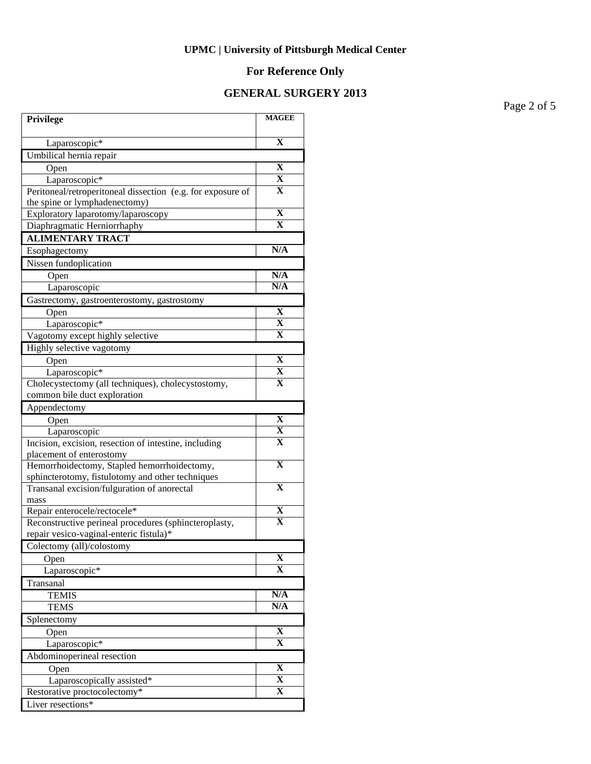**UPMC | University of Pittsburgh Medical Center**

**For Reference Only**

**GENERAL SURGERY 2013**

| Privilege | MAGEE |
|---|---|
| Laparoscopic* | X |
| Umbilical hernia repair | |
| Open | X |
| Laparoscopic* | X |
| Peritoneal/retroperitoneal dissection (e.g. for exposure of the spine or lymphadenectomy) | X |
| Exploratory laparotomy/laparoscopy | X |
| Diaphragmatic Herniorrhaphy | X |
| **ALIMENTARY TRACT** | |
| Esophagectomy | N/A |
| Nissen fundoplication | |
| Open | N/A |
| Laparoscopic | N/A |
| Gastrectomy, gastroenterostomy, gastrostomy | |
| Open | X |
| Laparoscopic* | X |
| Vagotomy except highly selective | X |
| Highly selective vagotomy | |
| Open | X |
| Laparoscopic* | X |
| Cholecystectomy (all techniques), cholecystostomy, common bile duct exploration | X |
| Appendectomy | |
| Open | X |
| Laparoscopic | X |
| Incision, excision, resection of intestine, including placement of enterostomy | X |
| Hemorrhoidectomy, Stapled hemorrhoidectomy, sphincterotomy, fistulotomy and other techniques | X |
| Transanal excision/fulguration of anorectal mass | X |
| Repair enterocele/rectocele* | X |
| Reconstructive perineal procedures (sphincteroplasty, repair vesico-vaginal-enteric fistula)* | X |
| Colectomy (all)/colostomy | |
| Open | X |
| Laparoscopic* | X |
| Transanal | |
| TEMIS | N/A |
| TEMS | N/A |
| Splenectomy | |
| Open | X |
| Laparoscopic* | X |
| Abdominoperineal resection | |
| Open | X |
| Laparoscopically assisted* | X |
| Restorative proctocolectomy* | X |
| Liver resections* | |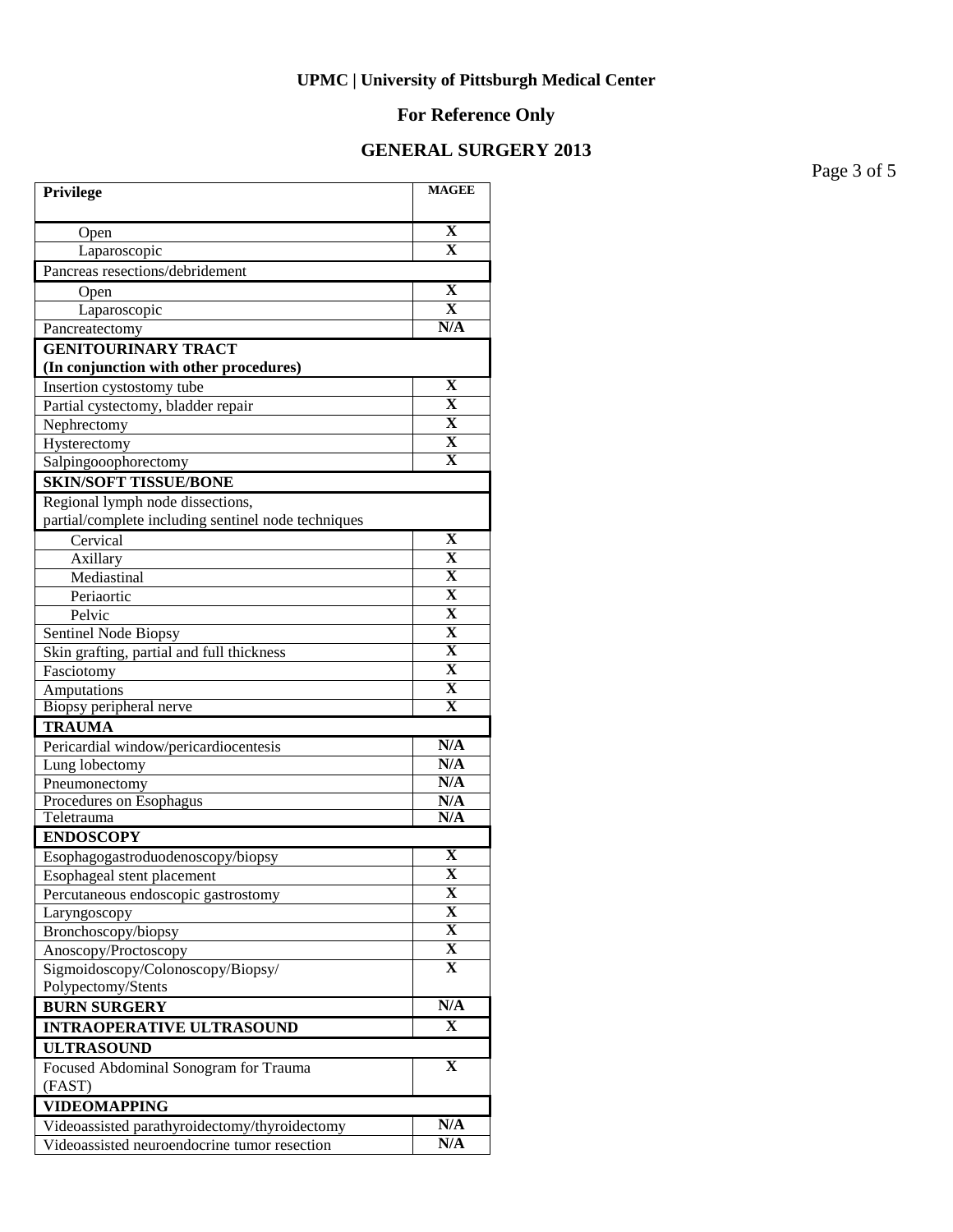**UPMC | University of Pittsburgh Medical Center**

**For Reference Only**

**GENERAL SURGERY 2013**

| Privilege | MAGEE |
|---|---|
| Open | X |
| Laparoscopic | X |
| Pancreas resections/debridement | |
| Open | X |
| Laparoscopic | X |
| Pancreatectomy | N/A |
| **GENITOURINARY TRACT (In conjunction with other procedures)** | |
| Insertion cystostomy tube | X |
| Partial cystectomy, bladder repair | X |
| Nephrectomy | X |
| Hysterectomy | X |
| Salpingooophorectomy | X |
| **SKIN/SOFT TISSUE/BONE** | |
| Regional lymph node dissections, partial/complete including sentinel node techniques | |
| Cervical | X |
| Axillary | X |
| Mediastinal | X |
| Periaortic | X |
| Pelvic | X |
| Sentinel Node Biopsy | X |
| Skin grafting, partial and full thickness | X |
| Fasciotomy | X |
| Amputations | X |
| Biopsy peripheral nerve | X |
| **TRAUMA** | |
| Pericardial window/pericardiocentesis | N/A |
| Lung lobectomy | N/A |
| Pneumonectomy | N/A |
| Procedures on Esophagus | N/A |
| Teletrauma | N/A |
| **ENDOSCOPY** | |
| Esophagogastroduodenoscopy/biopsy | X |
| Esophageal stent placement | X |
| Percutaneous endoscopic gastrostomy | X |
| Laryngoscopy | X |
| Bronchoscopy/biopsy | X |
| Anoscopy/Proctoscopy | X |
| Sigmoidoscopy/Colonoscopy/Biopsy/ Polypectomy/Stents | X |
| **BURN SURGERY** | N/A |
| **INTRAOPERATIVE ULTRASOUND** | X |
| **ULTRASOUND** | |
| Focused Abdominal Sonogram for Trauma (FAST) | X |
| **VIDEOMAPPING** | |
| Videoassisted parathyroidectomy/thyroidectomy | N/A |
| Videoassisted neuroendocrine tumor resection | N/A |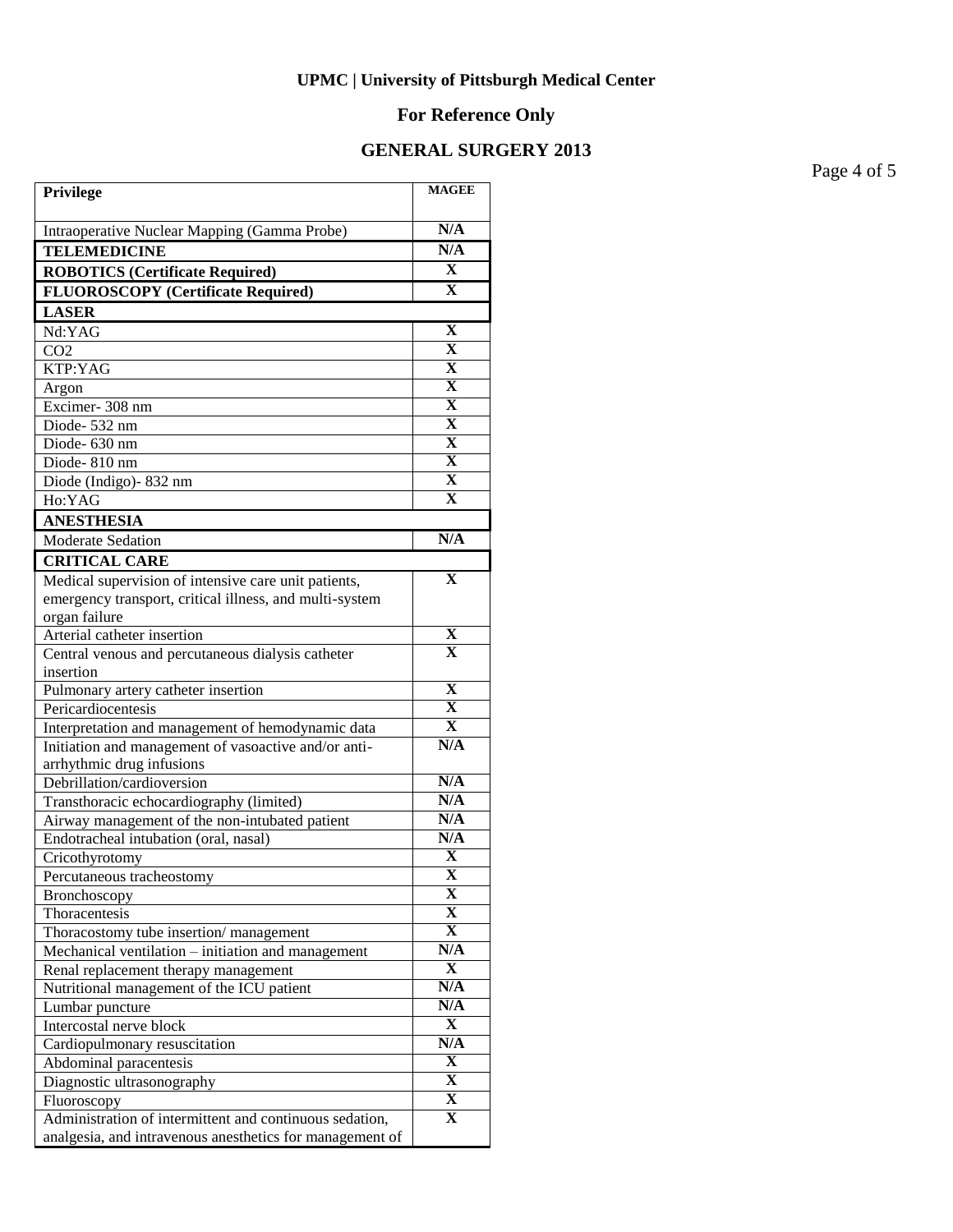**UPMC | University of Pittsburgh Medical Center**

**For Reference Only**

**GENERAL SURGERY 2013**

| Privilege | MAGEE |
|---|---|
| Intraoperative Nuclear Mapping (Gamma Probe) | N/A |
| **TELEMEDICINE** | N/A |
| **ROBOTICS (Certificate Required)** | X |
| **FLUOROSCOPY (Certificate Required)** | X |
| **LASER** | |
| Nd:YAG | X |
| CO2 | X |
| KTP:YAG | X |
| Argon | X |
| Excimer- 308 nm | X |
| Diode- 532 nm | X |
| Diode- 630 nm | X |
| Diode- 810 nm | X |
| Diode (Indigo)- 832 nm | X |
| Ho:YAG | X |
| **ANESTHESIA** | |
| Moderate Sedation | N/A |
| **CRITICAL CARE** | |
| Medical supervision of intensive care unit patients, emergency transport, critical illness, and multi-system organ failure | X |
| Arterial catheter insertion | X |
| Central venous and percutaneous dialysis catheter insertion | X |
| Pulmonary artery catheter insertion | X |
| Pericardiocentesis | X |
| Interpretation and management of hemodynamic data | X |
| Initiation and management of vasoactive and/or anti-arrhythmic drug infusions | N/A |
| Debrillation/cardioversion | N/A |
| Transthoracic echocardiography (limited) | N/A |
| Airway management of the non-intubated patient | N/A |
| Endotracheal intubation (oral, nasal) | N/A |
| Cricothyrotomy | X |
| Percutaneous tracheostomy | X |
| Bronchoscopy | X |
| Thoracentesis | X |
| Thoracostomy tube insertion/ management | X |
| Mechanical ventilation – initiation and management | N/A |
| Renal replacement therapy management | X |
| Nutritional management of the ICU patient | N/A |
| Lumbar puncture | N/A |
| Intercostal nerve block | X |
| Cardiopulmonary resuscitation | N/A |
| Abdominal paracentesis | X |
| Diagnostic ultrasonography | X |
| Fluoroscopy | X |
| Administration of intermittent and continuous sedation, analgesia, and intravenous anesthetics for management of | X |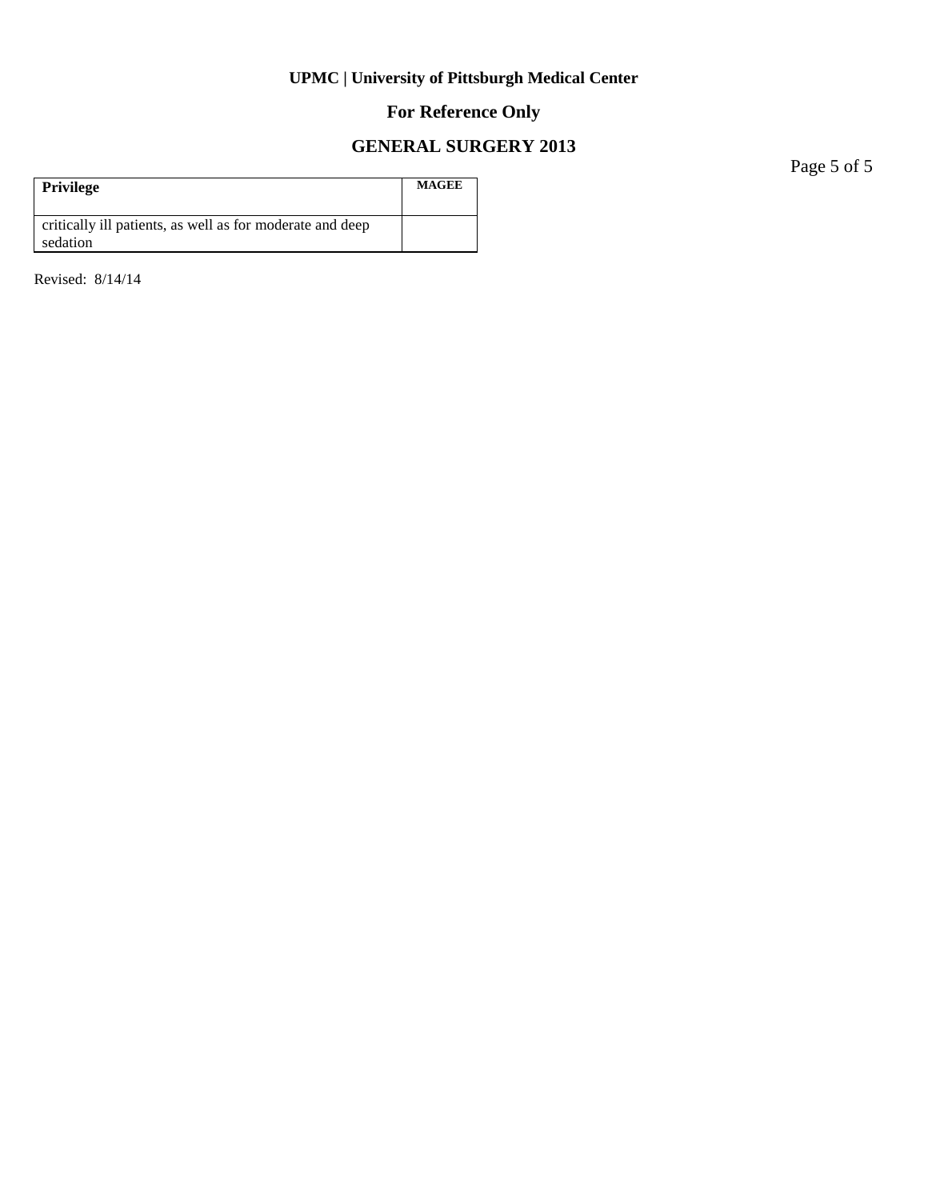| Privilege | MAGEE |
|---|---|
| critically ill patients, as well as for moderate and deep sedation | |

Revised: 8/14/14